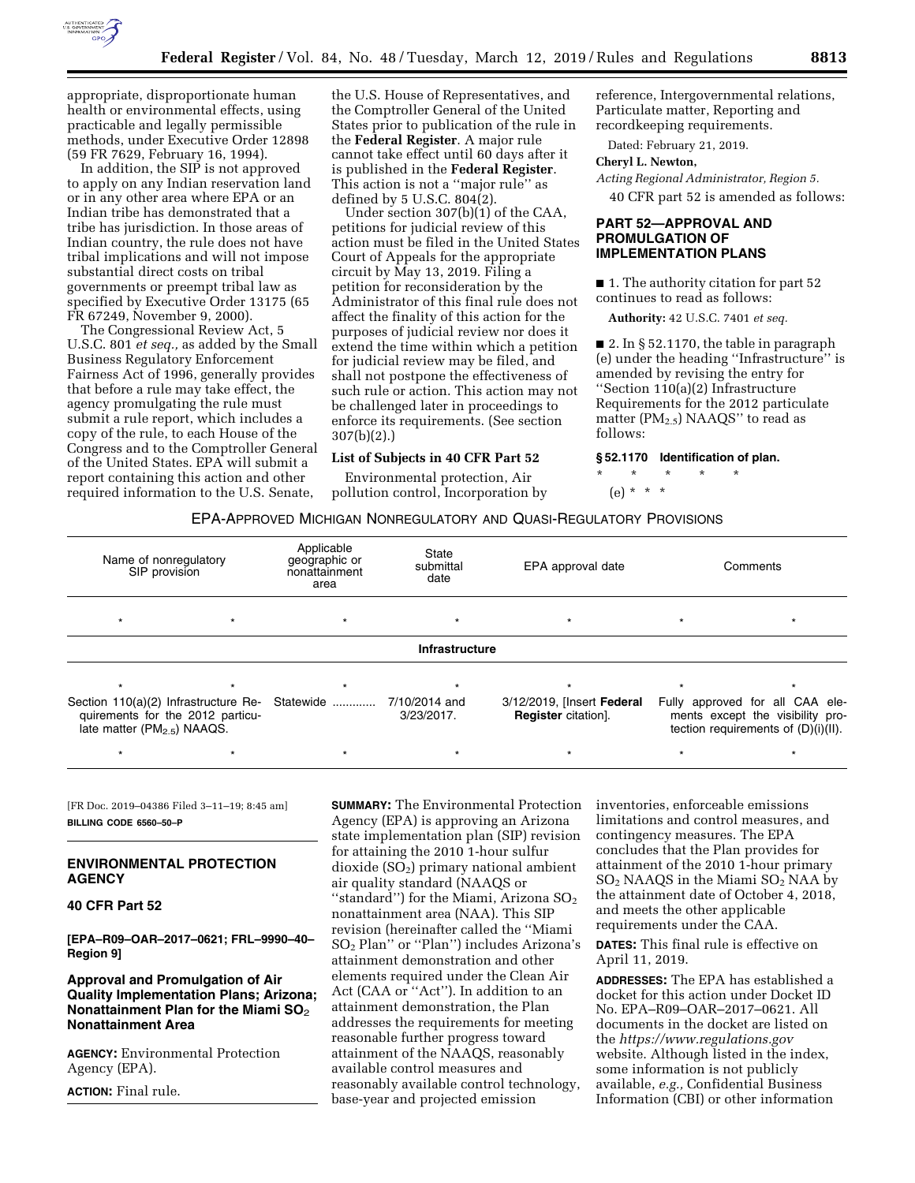appropriate, disproportionate human health or environmental effects, using practicable and legally permissible methods, under Executive Order 12898 (59 FR 7629, February 16, 1994).

In addition, the SIP is not approved to apply on any Indian reservation land or in any other area where EPA or an Indian tribe has demonstrated that a tribe has jurisdiction. In those areas of Indian country, the rule does not have tribal implications and will not impose substantial direct costs on tribal governments or preempt tribal law as specified by Executive Order 13175 (65 FR 67249, November 9, 2000).

The Congressional Review Act, 5 U.S.C. 801 *et seq.,* as added by the Small Business Regulatory Enforcement Fairness Act of 1996, generally provides that before a rule may take effect, the agency promulgating the rule must submit a rule report, which includes a copy of the rule, to each House of the Congress and to the Comptroller General of the United States. EPA will submit a report containing this action and other required information to the U.S. Senate, the U.S. House of Representatives, and the Comptroller General of the United States prior to publication of the rule in the **Federal Register**. A major rule cannot take effect until 60 days after it is published in the **Federal Register**. This action is not a "major rule" as defined by 5 U.S.C. 804(2).

Under section 307(b)(1) of the CAA, petitions for judicial review of this action must be filed in the United States Court of Appeals for the appropriate circuit by May 13, 2019. Filing a petition for reconsideration by the Administrator of this final rule does not affect the finality of this action for the purposes of judicial review nor does it extend the time within which a petition for judicial review may be filed, and shall not postpone the effectiveness of such rule or action. This action may not be challenged later in proceedings to enforce its requirements. (See section 307(b)(2).)

### List of Subjects in 40 CFR Part 52

Environmental protection, Air pollution control, Incorporation by reference, Intergovernmental relations, Particulate matter, Reporting and recordkeeping requirements.

Dated: February 21, 2019.

**Cheryl L. Newton,**

*Acting Regional Administrator, Region 5.*

40 CFR part 52 is amended as follows:

## PART 52—APPROVAL AND PROMULGATION OF IMPLEMENTATION PLANS

■ 1. The authority citation for part 52 continues to read as follows:

**Authority:** 42 U.S.C. 7401 *et seq.*

■ 2. In § 52.1170, the table in paragraph (e) under the heading "Infrastructure" is amended by revising the entry for "Section 110(a)(2) Infrastructure Requirements for the 2012 particulate matter ($PM_{2.5}$) NAAQS" to read as follows:

### § 52.1170 Identification of plan.

\* \* \* \* \*

(e) \* \* \*

EPA-APPROVED MICHIGAN NONREGULATORY AND QUASI-REGULATORY PROVISIONS

| Name of nonregulatory SIP provision | Applicable geographic or nonattainment area | State submittal date | EPA approval date | Comments |
|---|---|---|---|---|
| \* \* | \* | \* | \* | \* \* |
| **Infrastructure** | | | | |
| \* \* | \* | \* | \* | \* \* |
| Section 110(a)(2) Infrastructure Requirements for the 2012 particulate matter ($PM_{2.5}$) NAAQS. | Statewide | 7/10/2014 and 3/23/2017. | 3/12/2019, [Insert **Federal Register** citation]. | Fully approved for all CAA elements except the visibility protection requirements of (D)(i)(II). |
| \* \* | \* | \* | \* | \* \* |

[FR Doc. 2019–04386 Filed 3–11–19; 8:45 am]

**BILLING CODE 6560–50–P**

## ENVIRONMENTAL PROTECTION AGENCY

## 40 CFR Part 52

**[EPA–R09–OAR–2017–0621; FRL–9990–40–Region 9]**

## Approval and Promulgation of Air Quality Implementation Plans; Arizona; Nonattainment Plan for the Miami $SO_2$ Nonattainment Area

**AGENCY:** Environmental Protection Agency (EPA).

**ACTION:** Final rule.

**SUMMARY:** The Environmental Protection Agency (EPA) is approving an Arizona state implementation plan (SIP) revision for attaining the 2010 1-hour sulfur dioxide ($SO_2$) primary national ambient air quality standard (NAAQS or "standard") for the Miami, Arizona $SO_2$ nonattainment area (NAA). This SIP revision (hereinafter called the "Miami $SO_2$ Plan" or "Plan") includes Arizona's attainment demonstration and other elements required under the Clean Air Act (CAA or "Act"). In addition to an attainment demonstration, the Plan addresses the requirements for meeting reasonable further progress toward attainment of the NAAQS, reasonably available control measures and reasonably available control technology, base-year and projected emission inventories, enforceable emissions limitations and control measures, and contingency measures. The EPA concludes that the Plan provides for attainment of the 2010 1-hour primary $SO_2$ NAAQS in the Miami $SO_2$ NAA by the attainment date of October 4, 2018, and meets the other applicable requirements under the CAA.

**DATES:** This final rule is effective on April 11, 2019.

**ADDRESSES:** The EPA has established a docket for this action under Docket ID No. EPA–R09–OAR–2017–0621. All documents in the docket are listed on the *https://www.regulations.gov* website. Although listed in the index, some information is not publicly available, *e.g.,* Confidential Business Information (CBI) or other information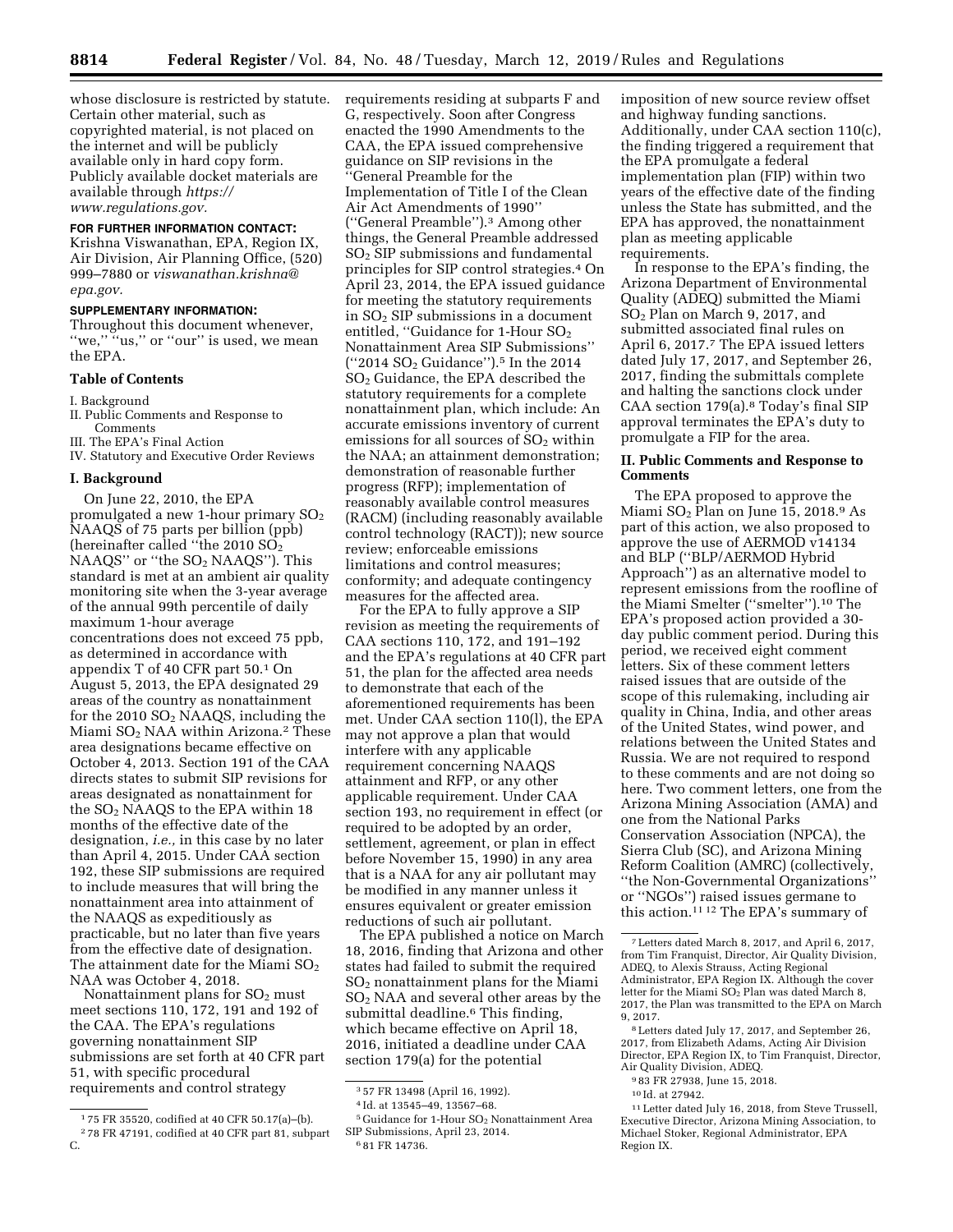whose disclosure is restricted by statute. Certain other material, such as copyrighted material, is not placed on the internet and will be publicly available only in hard copy form. Publicly available docket materials are available through *https://www.regulations.gov.*

**FOR FURTHER INFORMATION CONTACT:** Krishna Viswanathan, EPA, Region IX, Air Division, Air Planning Office, (520) 999–7880 or *viswanathan.krishna@epa.gov.*

**SUPPLEMENTARY INFORMATION:** Throughout this document whenever, "we," "us," or "our" is used, we mean the EPA.

**Table of Contents**

I. Background
II. Public Comments and Response to Comments
III. The EPA's Final Action
IV. Statutory and Executive Order Reviews

## I. Background

On June 22, 2010, the EPA promulgated a new 1-hour primary $SO_2$ NAAQS of 75 parts per billion (ppb) (hereinafter called "the 2010 $SO_2$ NAAQS" or "the $SO_2$ NAAQS"). This standard is met at an ambient air quality monitoring site when the 3-year average of the annual 99th percentile of daily maximum 1-hour average concentrations does not exceed 75 ppb, as determined in accordance with appendix T of 40 CFR part 50.[1] On August 5, 2013, the EPA designated 29 areas of the country as nonattainment for the 2010 $SO_2$ NAAQS, including the Miami $SO_2$ NAA within Arizona.[2] These area designations became effective on October 4, 2013. Section 191 of the CAA directs states to submit SIP revisions for areas designated as nonattainment for the $SO_2$ NAAQS to the EPA within 18 months of the effective date of the designation, *i.e.,* in this case by no later than April 4, 2015. Under CAA section 192, these SIP submissions are required to include measures that will bring the nonattainment area into attainment of the NAAQS as expeditiously as practicable, but no later than five years from the effective date of designation. The attainment date for the Miami $SO_2$ NAA was October 4, 2018.

Nonattainment plans for $SO_2$ must meet sections 110, 172, 191 and 192 of the CAA. The EPA's regulations governing nonattainment SIP submissions are set forth at 40 CFR part 51, with specific procedural requirements and control strategy requirements residing at subparts F and G, respectively. Soon after Congress enacted the 1990 Amendments to the CAA, the EPA issued comprehensive guidance on SIP revisions in the "General Preamble for the Implementation of Title I of the Clean Air Act Amendments of 1990" ("General Preamble").[3] Among other things, the General Preamble addressed $SO_2$ SIP submissions and fundamental principles for SIP control strategies.[4] On April 23, 2014, the EPA issued guidance for meeting the statutory requirements in $SO_2$ SIP submissions in a document entitled, "Guidance for 1-Hour $SO_2$ Nonattainment Area SIP Submissions" ("2014 $SO_2$ Guidance").[5] In the 2014 $SO_2$ Guidance, the EPA described the statutory requirements for a complete nonattainment plan, which include: An accurate emissions inventory of current emissions for all sources of $SO_2$ within the NAA; an attainment demonstration; demonstration of reasonable further progress (RFP); implementation of reasonably available control measures (RACM) (including reasonably available control technology (RACT)); new source review; enforceable emissions limitations and control measures; conformity; and adequate contingency measures for the affected area.

For the EPA to fully approve a SIP revision as meeting the requirements of CAA sections 110, 172, and 191–192 and the EPA's regulations at 40 CFR part 51, the plan for the affected area needs to demonstrate that each of the aforementioned requirements has been met. Under CAA section 110(l), the EPA may not approve a plan that would interfere with any applicable requirement concerning NAAQS attainment and RFP, or any other applicable requirement. Under CAA section 193, no requirement in effect (or required to be adopted by an order, settlement, agreement, or plan in effect before November 15, 1990) in any area that is a NAA for any air pollutant may be modified in any manner unless it ensures equivalent or greater emission reductions of such air pollutant.

The EPA published a notice on March 18, 2016, finding that Arizona and other states had failed to submit the required $SO_2$ nonattainment plans for the Miami $SO_2$ NAA and several other areas by the submittal deadline.[6] This finding, which became effective on April 18, 2016, initiated a deadline under CAA section 179(a) for the potential imposition of new source review offset and highway funding sanctions. Additionally, under CAA section 110(c), the finding triggered a requirement that the EPA promulgate a federal implementation plan (FIP) within two years of the effective date of the finding unless the State has submitted, and the EPA has approved, the nonattainment plan as meeting applicable requirements.

In response to the EPA's finding, the Arizona Department of Environmental Quality (ADEQ) submitted the Miami $SO_2$ Plan on March 9, 2017, and submitted associated final rules on April 6, 2017.[7] The EPA issued letters dated July 17, 2017, and September 26, 2017, finding the submittals complete and halting the sanctions clock under CAA section 179(a).[8] Today's final SIP approval terminates the EPA's duty to promulgate a FIP for the area.

## II. Public Comments and Response to Comments

The EPA proposed to approve the Miami $SO_2$ Plan on June 15, 2018.[9] As part of this action, we also proposed to approve the use of AERMOD v14134 and BLP ("BLP/AERMOD Hybrid Approach") as an alternative model to represent emissions from the roofline of the Miami Smelter ("smelter").[10] The EPA's proposed action provided a 30-day public comment period. During this period, we received eight comment letters. Six of these comment letters raised issues that are outside of the scope of this rulemaking, including air quality in China, India, and other areas of the United States, wind power, and relations between the United States and Russia. We are not required to respond to these comments and are not doing so here. Two comment letters, one from the Arizona Mining Association (AMA) and one from the National Parks Conservation Association (NPCA), the Sierra Club (SC), and Arizona Mining Reform Coalition (AMRC) (collectively, "the Non-Governmental Organizations" or "NGOs") raised issues germane to this action.[11] [12] The EPA's summary of

---

[1] 75 FR 35520, codified at 40 CFR 50.17(a)–(b).

[2] 78 FR 47191, codified at 40 CFR part 81, subpart C.

[3] 57 FR 13498 (April 16, 1992).

[4] Id. at 13545–49, 13567–68.

[5] Guidance for 1-Hour $SO_2$ Nonattainment Area SIP Submissions, April 23, 2014.

[6] 81 FR 14736.

[7] Letters dated March 8, 2017, and April 6, 2017, from Tim Franquist, Director, Air Quality Division, ADEQ, to Alexis Strauss, Acting Regional Administrator, EPA Region IX. Although the cover letter for the Miami $SO_2$ Plan was dated March 8, 2017, the Plan was transmitted to the EPA on March 9, 2017.

[8] Letters dated July 17, 2017, and September 26, 2017, from Elizabeth Adams, Acting Air Division Director, EPA Region IX, to Tim Franquist, Director, Air Quality Division, ADEQ.

[9] 83 FR 27938, June 15, 2018.

[10] Id. at 27942.

[11] Letter dated July 16, 2018, from Steve Trussell, Executive Director, Arizona Mining Association, to Michael Stoker, Regional Administrator, EPA Region IX.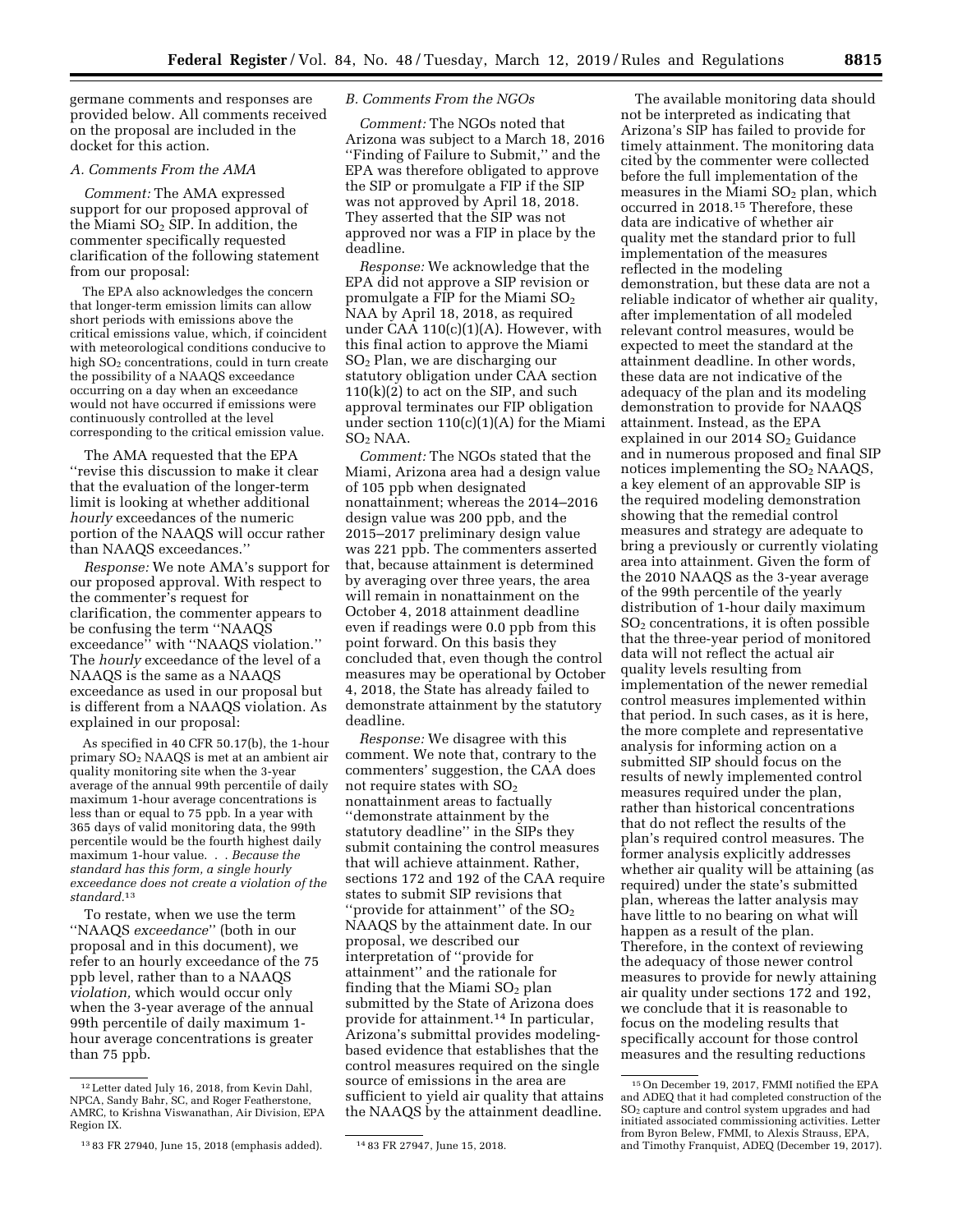germane comments and responses are provided below. All comments received on the proposal are included in the docket for this action.

### A. Comments From the AMA

*Comment:* The AMA expressed support for our proposed approval of the Miami $SO_2$ SIP. In addition, the commenter specifically requested clarification of the following statement from our proposal:

> The EPA also acknowledges the concern that longer-term emission limits can allow short periods with emissions above the critical emissions value, which, if coincident with meteorological conditions conducive to high $SO_2$ concentrations, could in turn create the possibility of a NAAQS exceedance occurring on a day when an exceedance would not have occurred if emissions were continuously controlled at the level corresponding to the critical emission value.

The AMA requested that the EPA ''revise this discussion to make it clear that the evaluation of the longer-term limit is looking at whether additional *hourly* exceedances of the numeric portion of the NAAQS will occur rather than NAAQS exceedances.''

*Response:* We note AMA's support for our proposed approval. With respect to the commenter's request for clarification, the commenter appears to be confusing the term ''NAAQS exceedance'' with ''NAAQS violation.'' The *hourly* exceedance of the level of a NAAQS is the same as used in our proposal but is different from a NAAQS violation. As explained in our proposal:

> As specified in 40 CFR 50.17(b), the 1-hour primary $SO_2$ NAAQS is met at an ambient air quality monitoring site when the 3-year average of the annual 99th percentile of daily maximum 1-hour average concentrations is less than or equal to 75 ppb. In a year with 365 days of valid monitoring data, the 99th percentile would be the fourth highest daily maximum 1-hour value. . . *Because the standard has this form, a single hourly exceedance does not create a violation of the standard.*[13]

To restate, when we use the term ''NAAQS *exceedance*'' (both in our proposal and in this document), we refer to an hourly exceedance of the 75 ppb level, rather than to a NAAQS *violation,* which would occur only when the 3-year average of the annual 99th percentile of daily maximum 1-hour average concentrations is greater than 75 ppb.

### B. Comments From the NGOs

*Comment:* The NGOs noted that Arizona was subject to a March 18, 2016 ''Finding of Failure to Submit,'' and the EPA was therefore obligated to approve the SIP or promulgate a FIP if the SIP was not approved by April 18, 2018. They asserted that the SIP was not approved nor was a FIP in place by the deadline.

*Response:* We acknowledge that the EPA did not approve a SIP revision or promulgate a FIP for the Miami $SO_2$ NAA by April 18, 2018, as required under CAA 110(c)(1)(A). However, with this final action to approve the Miami $SO_2$ Plan, we are discharging our statutory obligation under CAA section 110(k)(2) to act on the SIP, and such approval terminates our FIP obligation under section 110(c)(1)(A) for the Miami $SO_2$ NAA.

*Comment:* The NGOs stated that the Miami, Arizona area had a design value of 105 ppb when designated nonattainment; whereas the 2014–2016 design value was 200 ppb, and the 2015–2017 preliminary design value was 221 ppb. The commenters asserted that, because attainment is determined by averaging over three years, the area will remain in nonattainment on the October 4, 2018 attainment deadline even if readings were 0.0 ppb from this point forward. On this basis they concluded that, even though the control measures may be operational by October 4, 2018, the State has already failed to demonstrate attainment by the statutory deadline.

*Response:* We disagree with this comment. We note that, contrary to the commenters' suggestion, the CAA does not require states with $SO_2$ nonattainment areas to factually ''demonstrate attainment by the statutory deadline'' in the SIPs they submit containing the control measures that will achieve attainment. Rather, sections 172 and 192 of the CAA require states to submit SIP revisions that ''provide for attainment'' of the $SO_2$ NAAQS by the attainment date. In our proposal, we described our interpretation of ''provide for attainment'' and the rationale for finding that the Miami $SO_2$ plan submitted by the State of Arizona does provide for attainment.[14] In particular, Arizona's submittal provides modeling-based evidence that establishes that the control measures required on the single source of emissions in the area are sufficient to yield air quality that attains the NAAQS by the attainment deadline.

The available monitoring data should not be interpreted as indicating that Arizona's SIP has failed to provide for timely attainment. The monitoring data cited by the commenter were collected before the full implementation of the measures in the Miami $SO_2$ plan, which occurred in 2018.[15] Therefore, these data are indicative of whether air quality met the standard prior to full implementation of the measures reflected in the modeling demonstration, but these data are not a reliable indicator of whether air quality, after implementation of all modeled relevant control measures, would be expected to meet the standard at the attainment deadline. In other words, these data are not indicative of the adequacy of the plan and its modeling demonstration to provide for NAAQS attainment. Instead, as the EPA explained in our 2014 $SO_2$ Guidance and in numerous proposed and final SIP notices implementing the $SO_2$ NAAQS, a key element of an approvable SIP is the required modeling demonstration showing that the remedial control measures and strategy are adequate to bring a previously or currently violating area into attainment. Given the form of the 2010 NAAQS as the 3-year average of the 99th percentile of the yearly distribution of 1-hour daily maximum $SO_2$ concentrations, it is often possible that the three-year period of monitored data will not reflect the actual air quality levels resulting from implementation of the newer remedial control measures implemented within that period. In such cases, as it is here, the more complete and representative analysis for informing action on a submitted SIP should focus on the results of newly implemented control measures required under the plan, rather than historical concentrations that do not reflect the results of the plan's required control measures. The former analysis explicitly addresses whether air quality will be attaining (as required) under the state's submitted plan, whereas the latter analysis may have little to no bearing on what will happen as a result of the plan. Therefore, in the context of reviewing the adequacy of those newer control measures to provide for newly attaining air quality under sections 172 and 192, we conclude that it is reasonable to focus on the modeling results that specifically account for those control measures and the resulting reductions

---

[12] Letter dated July 16, 2018, from Kevin Dahl, NPCA, Sandy Bahr, SC, and Roger Featherstone, AMRC, to Krishna Viswanathan, Air Division, EPA Region IX.

[13] 83 FR 27940, June 15, 2018 (emphasis added).

[14] 83 FR 27947, June 15, 2018.

[15] On December 19, 2017, FMMI notified the EPA and ADEQ that it had completed construction of the $SO_2$ capture and control system upgrades and had initiated associated commissioning activities. Letter from Byron Belew, FMMI, to Alexis Strauss, EPA, and Timothy Franquist, ADEQ (December 19, 2017).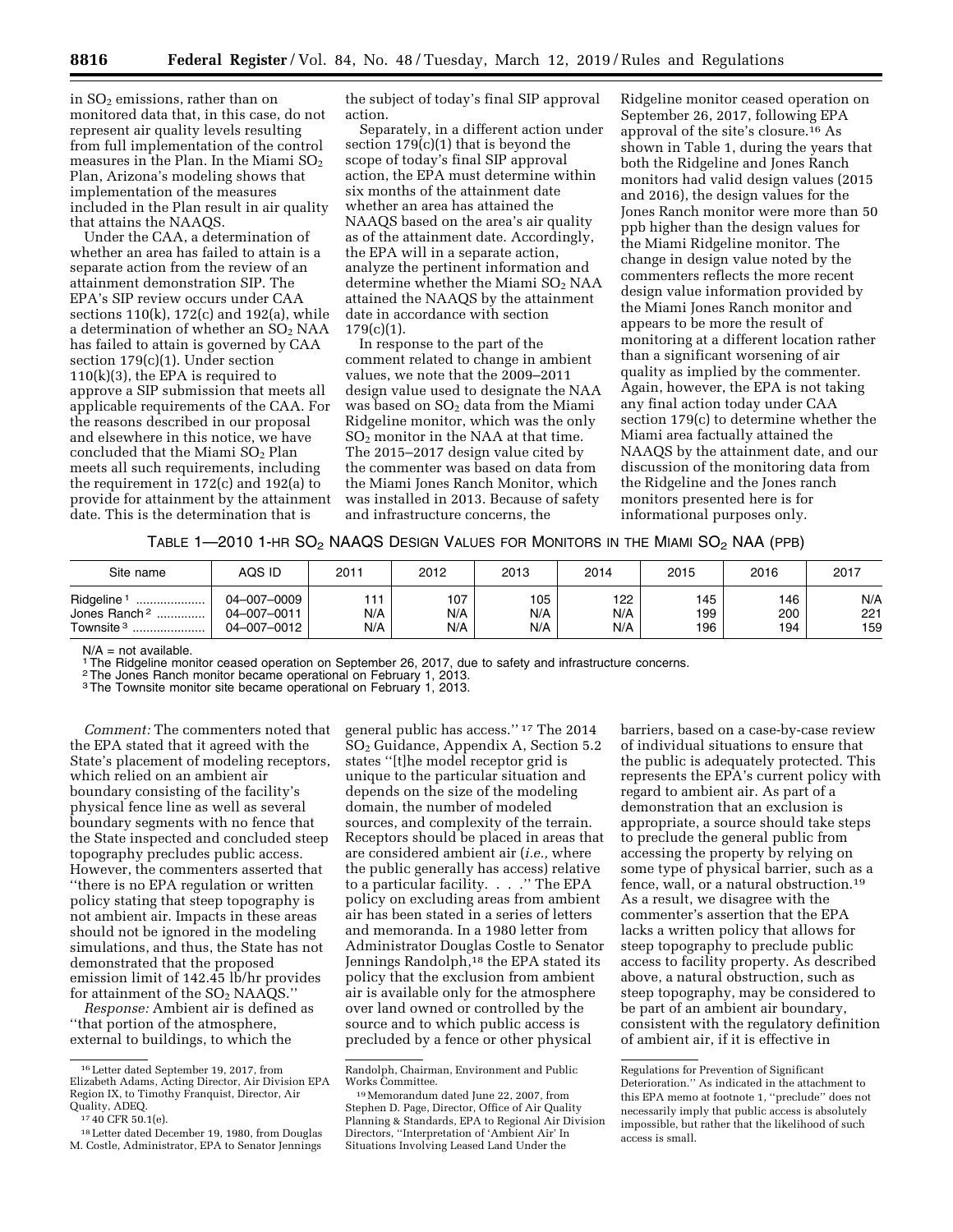in $SO_2$ emissions, rather than on monitored data that, in this case, do not represent air quality levels resulting from full implementation of the control measures in the Plan. In the Miami $SO_2$ Plan, Arizona's modeling shows that implementation of the measures included in the Plan result in air quality that attains the NAAQS.

Under the CAA, a determination of whether an area has failed to attain is a separate action from the review of an attainment demonstration SIP. The EPA's SIP review occurs under CAA sections 110(k), 172(c) and 192(a), while a determination of whether an $SO_2$ NAA has failed to attain is governed by CAA section 179(c)(1). Under section 110(k)(3), the EPA is required to approve a SIP submission that meets all applicable requirements of the CAA. For the reasons described in our proposal and elsewhere in this notice, we have concluded that the Miami $SO_2$ Plan meets all such requirements, including the requirement in 172(c) and 192(a) to provide for attainment by the attainment date. This is the determination that is the subject of today's final SIP approval action.

Separately, in a different action under section 179(c)(1) that is beyond the scope of today's final SIP approval action, the EPA must determine within six months of the attainment date whether an area has attained the NAAQS based on the area's air quality as of the attainment date. Accordingly, the EPA will in a separate action, analyze the pertinent information and determine whether the Miami $SO_2$ NAA attained the NAAQS by the attainment date in accordance with section 179(c)(1).

In response to the part of the comment related to change in ambient values, we note that the 2009–2011 design value used to designate the NAA was based on $SO_2$ data from the Miami Ridgeline monitor, which was the only $SO_2$ monitor in the NAA at that time. The 2015–2017 design value cited by the commenter was based on data from the Miami Jones Ranch Monitor, which was installed in 2013. Because of safety and infrastructure concerns, the Ridgeline monitor ceased operation on September 26, 2017, following EPA approval of the site's closure.[16] As shown in Table 1, during the years that both the Ridgeline and Jones Ranch monitors had valid design values (2015 and 2016), the design values for the Jones Ranch monitor were more than 50 ppb higher than the design values for the Miami Ridgeline monitor. The change in design value noted by the commenters reflects the more recent design value information provided by the Miami Jones Ranch monitor and appears to be more the result of monitoring at a different location rather than a significant worsening of air quality as implied by the commenter. Again, however, the EPA is not taking any final action today under CAA section 179(c) to determine whether the Miami area factually attained the NAAQS by the attainment date, and our discussion of the monitoring data from the Ridgeline and the Jones ranch monitors presented here is for informational purposes only.

TABLE 1—2010 1-HR $SO_2$ NAAQS DESIGN VALUES FOR MONITORS IN THE MIAMI $SO_2$ NAA (PPB)

| Site name | AQS ID | 2011 | 2012 | 2013 | 2014 | 2015 | 2016 | 2017 |
|---|---|---|---|---|---|---|---|---|
| Ridgeline [1] | 04–007–0009 | 111 | 107 | 105 | 122 | 145 | 146 | N/A |
| Jones Ranch [2] | 04–007–0011 | N/A | N/A | N/A | N/A | 199 | 200 | 221 |
| Townsite [3] | 04–007–0012 | N/A | N/A | N/A | N/A | 196 | 194 | 159 |

N/A = not available.

[1] The Ridgeline monitor ceased operation on September 26, 2017, due to safety and infrastructure concerns.

[2] The Jones Ranch monitor became operational on February 1, 2013.

[3] The Townsite monitor site became operational on February 1, 2013.

*Comment:* The commenters noted that the EPA stated that it agreed with the State's placement of modeling receptors, which relied on an ambient air boundary consisting of the facility's physical fence line as well as several boundary segments with no fence that the State inspected and concluded steep topography precludes public access. However, the commenters asserted that "there is no EPA regulation or written policy stating that steep topography is not ambient air. Impacts in these areas should not be ignored in the modeling simulations, and thus, the State has not demonstrated that the proposed emission limit of 142.45 lb/hr provides for attainment of the $SO_2$ NAAQS."

*Response:* Ambient air is defined as "that portion of the atmosphere, external to buildings, to which the general public has access."[17] The 2014 $SO_2$ Guidance, Appendix A, Section 5.2 states "[t]he model receptor grid is unique to the particular situation and depends on the size of the modeling domain, the number of modeled sources, and complexity of the terrain. Receptors should be placed in areas that are considered ambient air (*i.e.,* where the public generally has access) relative to a particular facility. . . ." The EPA policy on excluding areas from ambient air has been stated in a series of letters and memoranda. In a 1980 letter from Administrator Douglas Costle to Senator Jennings Randolph,[18] the EPA stated its policy that the exclusion from ambient air is available only for the atmosphere over land owned or controlled by the source and to which public access is precluded by a fence or other physical barriers, based on a case-by-case review of individual situations to ensure that the public is adequately protected. This represents the EPA's current policy with regard to ambient air. As part of a demonstration that an exclusion is appropriate, a source should take steps to preclude the general public from accessing the property by relying on some type of physical barrier, such as a fence, wall, or a natural obstruction.[19] As a result, we disagree with the commenter's assertion that the EPA lacks a written policy that allows for steep topography to preclude public access to facility property. As described above, a natural obstruction, such as steep topography, may be considered to be part of an ambient air boundary, consistent with the regulatory definition of ambient air, if it is effective in

[16] Letter dated September 19, 2017, from Elizabeth Adams, Acting Director, Air Division EPA Region IX, to Timothy Franquist, Director, Air Quality, ADEQ.

[17] 40 CFR 50.1(e).

[18] Letter dated December 19, 1980, from Douglas M. Costle, Administrator, EPA to Senator Jennings Randolph, Chairman, Environment and Public Works Committee.

[19] Memorandum dated June 22, 2007, from Stephen D. Page, Director, Office of Air Quality Planning & Standards, EPA to Regional Air Division Directors, "Interpretation of 'Ambient Air' In Situations Involving Leased Land Under the Regulations for Prevention of Significant Deterioration." As indicated in the attachment to this EPA memo at footnote 1, "preclude" does not necessarily imply that public access is absolutely impossible, but rather that the likelihood of such access is small.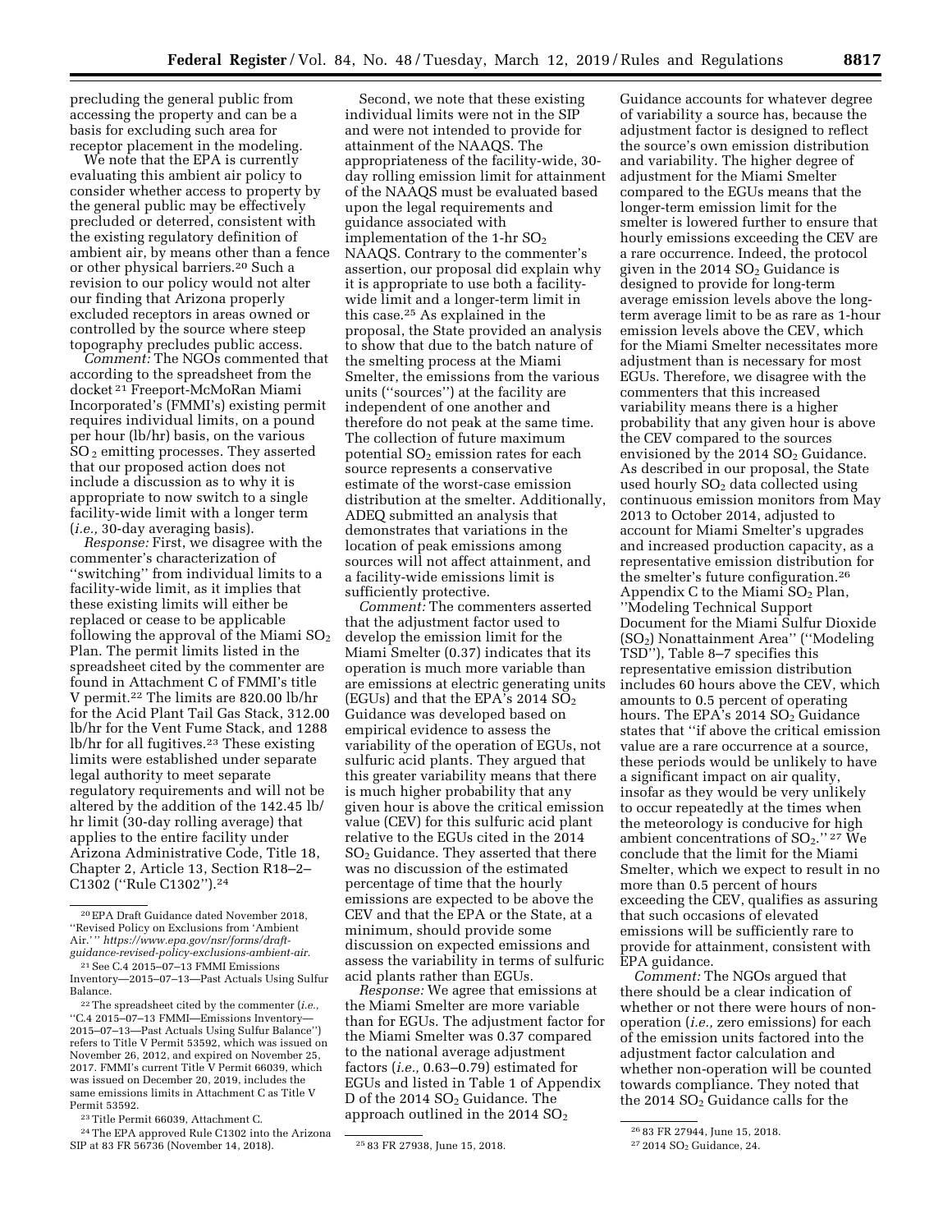precluding the general public from accessing the property and can be a basis for excluding such area for receptor placement in the modeling.

We note that the EPA is currently evaluating this ambient air policy to consider whether access to property by the general public may be effectively precluded or deterred, consistent with the existing regulatory definition of ambient air, by means other than a fence or other physical barriers.[20] Such a revision to our policy would not alter our finding that Arizona properly excluded receptors in areas owned or controlled by the source where steep topography precludes public access.

*Comment:* The NGOs commented that according to the spreadsheet from the docket [21] Freeport-McMoRan Miami Incorporated's (FMMI's) existing permit requires individual limits, on a pound per hour (lb/hr) basis, on the various $SO_2$ emitting processes. They asserted that our proposed action does not include a discussion as to why it is appropriate to now switch to a single facility-wide limit with a longer term (*i.e.,* 30-day averaging basis).

*Response:* First, we disagree with the commenter's characterization of ''switching'' from individual limits to a facility-wide limit, as it implies that these existing limits will either be replaced or cease to be applicable following the approval of the Miami $SO_2$ Plan. The permit limits listed in the spreadsheet cited by the commenter are found in Attachment C of FMMI's title V permit.[22] The limits are 820.00 lb/hr for the Acid Plant Tail Gas Stack, 312.00 lb/hr for the Vent Fume Stack, and 1288 lb/hr for all fugitives.[23] These existing limits were established under separate legal authority to meet separate regulatory requirements and will not be altered by the addition of the 142.45 lb/hr limit (30-day rolling average) that applies to the entire facility under Arizona Administrative Code, Title 18, Chapter 2, Article 13, Section R18–2–C1302 (''Rule C1302'').[24]

Second, we note that these existing individual limits were not in the SIP and were not intended to provide for attainment of the NAAQS. The appropriateness of the facility-wide, 30-day rolling emission limit for attainment of the NAAQS must be evaluated based upon the legal requirements and guidance associated with implementation of the 1-hr $SO_2$ NAAQS. Contrary to the commenter's assertion, our proposal did explain why it is appropriate to use both a facility-wide limit and a longer-term limit in this case.[25] As explained in the proposal, the State provided an analysis to show that due to the batch nature of the smelting process at the Miami Smelter, the emissions from the various units (''sources'') at the facility are independent of one another and therefore do not peak at the same time. The collection of future maximum potential $SO_2$ emission rates for each source represents a conservative estimate of the worst-case emission distribution at the smelter. Additionally, ADEQ submitted an analysis that demonstrates that variations in the location of peak emissions among sources will not affect attainment, and a facility-wide emissions limit is sufficiently protective.

*Comment:* The commenters asserted that the adjustment factor used to develop the emission limit for the Miami Smelter (0.37) indicates that its operation is much more variable than are emissions at electric generating units (EGUs) and that the EPA's 2014 $SO_2$ Guidance was developed based on empirical evidence to assess the variability of the operation of EGUs, not sulfuric acid plants. They argued that this greater variability means that there is much higher probability that any given hour is above the critical emission value (CEV) for this sulfuric acid plant relative to the EGUs cited in the 2014 $SO_2$ Guidance. They asserted that there was no discussion of the estimated percentage of time that the hourly emissions are expected to be above the CEV and that the EPA or the State, at a minimum, should provide some discussion on expected emissions and assess the variability in terms of sulfuric acid plants rather than EGUs.

*Response:* We agree that emissions at the Miami Smelter are more variable than for EGUs. The adjustment factor for the Miami Smelter was 0.37 compared to the national average adjustment factors (*i.e.,* 0.63–0.79) estimated for EGUs and listed in Table 1 of Appendix D of the 2014 $SO_2$ Guidance. The approach outlined in the 2014 $SO_2$ Guidance accounts for whatever degree of variability a source has, because the adjustment factor is designed to reflect the source's own emission distribution and variability. The higher degree of adjustment for the Miami Smelter compared to the EGUs means that the longer-term emission limit for the smelter is lowered further to ensure that hourly emissions exceeding the CEV are a rare occurrence. Indeed, the protocol given in the 2014 $SO_2$ Guidance is designed to provide for long-term average emission levels above the long-term average limit to be as rare as 1-hour emission levels above the CEV, which for the Miami Smelter necessitates more adjustment than is necessary for most EGUs. Therefore, we disagree with the commenters that this increased variability means there is a higher probability that any given hour is above the CEV compared to the sources envisioned by the 2014 $SO_2$ Guidance. As described in our proposal, the State used hourly $SO_2$ data collected using continuous emission monitors from May 2013 to October 2014, adjusted to account for Miami Smelter's upgrades and increased production capacity, as a representative emission distribution for the smelter's future configuration.[26] Appendix C to the Miami $SO_2$ Plan, ''Modeling Technical Support Document for the Miami Sulfur Dioxide ($SO_2$) Nonattainment Area'' (''Modeling TSD''), Table 8–7 specifies this representative emission distribution includes 60 hours above the CEV, which amounts to 0.5 percent of operating hours. The EPA's 2014 $SO_2$ Guidance states that ''if above the critical emission value are a rare occurrence at a source, these periods would be unlikely to have a significant impact on air quality, insofar as they would be very unlikely to occur repeatedly at the times when the meteorology is conducive for high ambient concentrations of $SO_2$.'' [27] We conclude that the limit for the Miami Smelter, which we expect to result in no more than 0.5 percent of hours exceeding the CEV, qualifies as assuring that such occasions of elevated emissions will be sufficiently rare to provide for attainment, consistent with EPA guidance.

*Comment:* The NGOs argued that there should be a clear indication of whether or not there were hours of non-operation (*i.e.,* zero emissions) for each of the emission units factored into the adjustment factor calculation and whether non-operation will be counted towards compliance. They noted that the 2014 $SO_2$ Guidance calls for the

---

[20] EPA Draft Guidance dated November 2018, ''Revised Policy on Exclusions from 'Ambient Air.' '' *https://www.epa.gov/nsr/forms/draft-guidance-revised-policy-exclusions-ambient-air.*

[21] See C.4 2015–07–13 FMMI Emissions Inventory—2015–07–13—Past Actuals Using Sulfur Balance.

[22] The spreadsheet cited by the commenter (*i.e.,* ''C.4 2015–07–13 FMMI—Emissions Inventory—2015–07–13—Past Actuals Using Sulfur Balance'') refers to Title V Permit 53592, which was issued on November 26, 2012, and expired on November 25, 2017. FMMI's current Title V Permit 66039, which was issued on December 20, 2019, includes the same emissions limits in Attachment C as Title V Permit 53592.

[23] Title Permit 66039, Attachment C.

[24] The EPA approved Rule C1302 into the Arizona SIP at 83 FR 56736 (November 14, 2018).

[25] 83 FR 27938, June 15, 2018.

[26] 83 FR 27944, June 15, 2018.

[27] 2014 $SO_2$ Guidance, 24.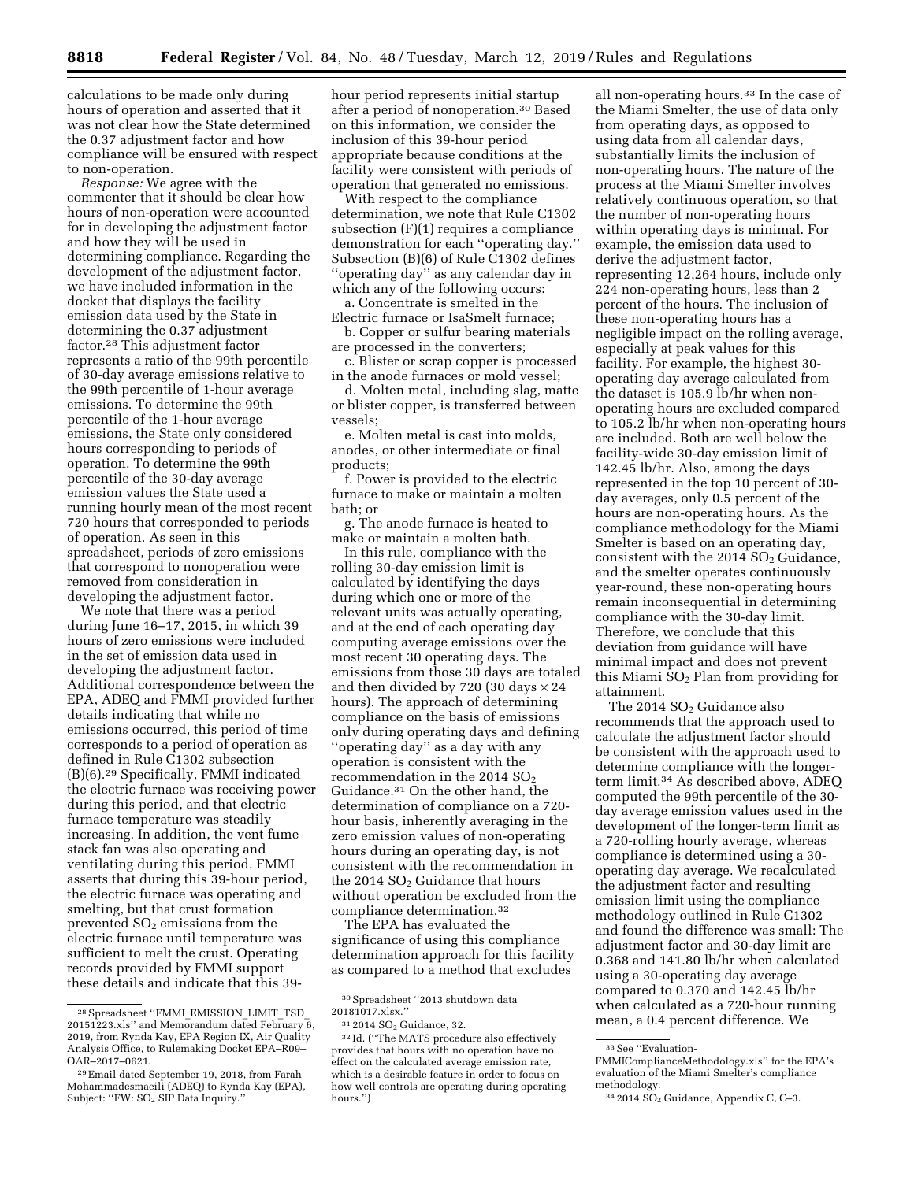calculations to be made only during hours of operation and asserted that it was not clear how the State determined the 0.37 adjustment factor and how compliance will be ensured with respect to non-operation.

*Response:* We agree with the commenter that it should be clear how hours of non-operation were accounted for in developing the adjustment factor and how they will be used in determining compliance. Regarding the development of the adjustment factor, we have included information in the docket that displays the facility emission data used by the State in determining the 0.37 adjustment factor.[28] This adjustment factor represents a ratio of the 99th percentile of 30-day average emissions relative to the 99th percentile of 1-hour average emissions. To determine the 99th percentile of the 1-hour average emissions, the State only considered hours corresponding to periods of operation. To determine the 99th percentile of the 30-day average emission values the State used a running hourly mean of the most recent 720 hours that corresponded to periods of operation. As seen in this spreadsheet, periods of zero emissions that correspond to nonoperation were removed from consideration in developing the adjustment factor.

We note that there was a period during June 16–17, 2015, in which 39 hours of zero emissions were included in the set of emission data used in developing the adjustment factor. Additional correspondence between the EPA, ADEQ and FMMI provided further details indicating that while no emissions occurred, this period of time corresponds to a period of operation as defined in Rule C1302 subsection (B)(6).[29] Specifically, FMMI indicated the electric furnace was receiving power during this period, and that electric furnace temperature was steadily increasing. In addition, the vent fume stack fan was also operating and ventilating during this period. FMMI asserts that during this 39-hour period, the electric furnace was operating and smelting, but that crust formation prevented $SO_2$ emissions from the electric furnace until temperature was sufficient to melt the crust. Operating records provided by FMMI support these details and indicate that this 39-hour period represents initial startup after a period of nonoperation.[30] Based on this information, we consider the inclusion of this 39-hour period appropriate because conditions at the facility were consistent with periods of operation that generated no emissions.

With respect to the compliance determination, we note that Rule C1302 subsection (F)(1) requires a compliance demonstration for each ''operating day.'' Subsection (B)(6) of Rule C1302 defines ''operating day'' as any calendar day in which any of the following occurs:

a. Concentrate is smelted in the Electric furnace or IsaSmelt furnace;

b. Copper or sulfur bearing materials are processed in the converters;

c. Blister or scrap copper is processed in the anode furnaces or mold vessel;

d. Molten metal, including slag, matte or blister copper, is transferred between vessels;

e. Molten metal is cast into molds, anodes, or other intermediate or final products;

f. Power is provided to the electric furnace to make or maintain a molten bath; or

g. The anode furnace is heated to make or maintain a molten bath.

In this rule, compliance with the rolling 30-day emission limit is calculated by identifying the days during which one or more of the relevant units was actually operating, and at the end of each operating day computing average emissions over the most recent 30 operating days. The emissions from those 30 days are totaled and then divided by 720 (30 days × 24 hours). The approach of determining compliance on the basis of emissions only during operating days and defining ''operating day'' as a day with any operation is consistent with the recommendation in the 2014 $SO_2$ Guidance.[31] On the other hand, the determination of compliance on a 720-hour basis, inherently averaging in the zero emission values of non-operating hours during an operating day, is not consistent with the recommendation in the 2014 $SO_2$ Guidance that hours without operation be excluded from the compliance determination.[32]

The EPA has evaluated the significance of using this compliance determination approach for this facility as compared to a method that excludes all non-operating hours.[33] In the case of the Miami Smelter, the use of data only from operating days, as opposed to using data from all calendar days, substantially limits the inclusion of non-operating hours. The nature of the process at the Miami Smelter involves relatively continuous operation, so that the number of non-operating hours within operating days is minimal. For example, the emission data used to derive the adjustment factor, representing 12,264 hours, include only 224 non-operating hours, less than 2 percent of the hours. The inclusion of these non-operating hours has a negligible impact on the rolling average, especially at peak values for this facility. For example, the highest 30-operating day average calculated from the dataset is 105.9 lb/hr when non-operating hours are excluded compared to 105.2 lb/hr when non-operating hours are included. Both are well below the facility-wide 30-day emission limit of 142.45 lb/hr. Also, among the days represented in the top 10 percent of 30-day averages, only 0.5 percent of the hours are non-operating hours. As the compliance methodology for the Miami Smelter is based on an operating day, consistent with the 2014 $SO_2$ Guidance, and the smelter operates continuously year-round, these non-operating hours remain inconsequential in determining compliance with the 30-day limit. Therefore, we conclude that this deviation from guidance will have minimal impact and does not prevent this Miami $SO_2$ Plan from providing for attainment.

The 2014 $SO_2$ Guidance also recommends that the approach used to calculate the adjustment factor should be consistent with the approach used to determine compliance with the longer-term limit.[34] As described above, ADEQ computed the 99th percentile of the 30-day average emission values used in the development of the longer-term limit as a 720-rolling hourly average, whereas compliance is determined using a 30-operating day average. We recalculated the adjustment factor and resulting emission limit using the compliance methodology outlined in Rule C1302 and found the difference was small: The adjustment factor and 30-day limit are 0.368 and 141.80 lb/hr when calculated using a 30-operating day average compared to 0.370 and 142.45 lb/hr when calculated as a 720-hour running mean, a 0.4 percent difference. We

---

[28] Spreadsheet ''FMMI_EMISSION_LIMIT_TSD_20151223.xls'' and Memorandum dated February 6, 2019, from Rynda Kay, EPA Region IX, Air Quality Analysis Office, to Rulemaking Docket EPA–R09–OAR–2017–0621.

[29] Email dated September 19, 2018, from Farah Mohammadesmaeili (ADEQ) to Rynda Kay (EPA), Subject: ''FW: $SO_2$ SIP Data Inquiry.''

[30] Spreadsheet ''2013 shutdown data 20181017.xlsx.''

[31] 2014 $SO_2$ Guidance, 32.

[32] Id. (''The MATS procedure also effectively provides that hours with no operation have no effect on the calculated average emission rate, which is a desirable feature in order to focus on how well controls are operating during operating hours.'')

[33] See ''Evaluation-FMMIComplianceMethodology.xls'' for the EPA's evaluation of the Miami Smelter's compliance methodology.

[34] 2014 $SO_2$ Guidance, Appendix C, C–3.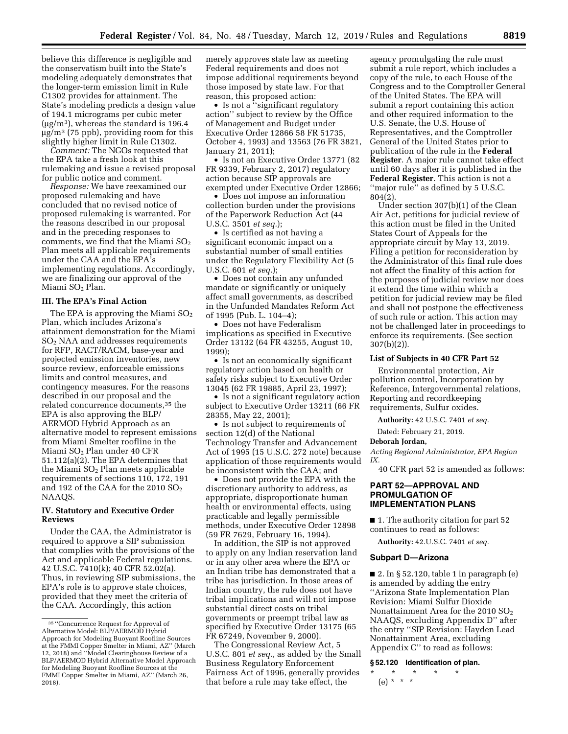believe this difference is negligible and the conservatism built into the State's modeling adequately demonstrates that the longer-term emission limit in Rule C1302 provides for attainment. The State's modeling predicts a design value of 194.1 micrograms per cubic meter ($\mu g/m^3$), whereas the standard is 196.4 $\mu g/m^3$ (75 ppb), providing room for this slightly higher limit in Rule C1302.

*Comment:* The NGOs requested that the EPA take a fresh look at this rulemaking and issue a revised proposal for public notice and comment.

*Response:* We have reexamined our proposed rulemaking and have concluded that no revised notice of proposed rulemaking is warranted. For the reasons described in our proposal and in the preceding responses to comments, we find that the Miami $SO_2$ Plan meets all applicable requirements under the CAA and the EPA's implementing regulations. Accordingly, we are finalizing our approval of the Miami $SO_2$ Plan.

## III. The EPA's Final Action

The EPA is approving the Miami $SO_2$ Plan, which includes Arizona's attainment demonstration for the Miami $SO_2$ NAA and addresses requirements for RFP, RACT/RACM, base-year and projected emission inventories, new source review, enforceable emissions limits and control measures, and contingency measures. For the reasons described in our proposal and the related concurrence documents,[35] the EPA is also approving the BLP/AERMOD Hybrid Approach as an alternative model to represent emissions from Miami Smelter roofline in the Miami $SO_2$ Plan under 40 CFR 51.112(a)(2). The EPA determines that the Miami $SO_2$ Plan meets applicable requirements of sections 110, 172, 191 and 192 of the CAA for the 2010 $SO_2$ NAAQS.

## IV. Statutory and Executive Order Reviews

Under the CAA, the Administrator is required to approve a SIP submission that complies with the provisions of the Act and applicable Federal regulations. 42 U.S.C. 7410(k); 40 CFR 52.02(a). Thus, in reviewing SIP submissions, the EPA's role is to approve state choices, provided that they meet the criteria of the CAA. Accordingly, this action merely approves state law as meeting Federal requirements and does not impose additional requirements beyond those imposed by state law. For that reason, this proposed action:

- Is not a "significant regulatory action" subject to review by the Office of Management and Budget under Executive Order 12866 58 FR 51735, October 4, 1993) and 13563 (76 FR 3821, January 21, 2011);
- Is not an Executive Order 13771 (82 FR 9339, February 2, 2017) regulatory action because SIP approvals are exempted under Executive Order 12866;
- Does not impose an information collection burden under the provisions of the Paperwork Reduction Act (44 U.S.C. 3501 *et seq.*);
- Is certified as not having a significant economic impact on a substantial number of small entities under the Regulatory Flexibility Act (5 U.S.C. 601 *et seq.*);
- Does not contain any unfunded mandate or significantly or uniquely affect small governments, as described in the Unfunded Mandates Reform Act of 1995 (Pub. L. 104–4);
- Does not have Federalism implications as specified in Executive Order 13132 (64 FR 43255, August 10, 1999);
- Is not an economically significant regulatory action based on health or safety risks subject to Executive Order 13045 (62 FR 19885, April 23, 1997);
- Is not a significant regulatory action subject to Executive Order 13211 (66 FR 28355, May 22, 2001);
- Is not subject to requirements of section 12(d) of the National Technology Transfer and Advancement Act of 1995 (15 U.S.C. 272 note) because application of those requirements would be inconsistent with the CAA; and
- Does not provide the EPA with the discretionary authority to address, as appropriate, disproportionate human health or environmental effects, using practicable and legally permissible methods, under Executive Order 12898 (59 FR 7629, February 16, 1994).

In addition, the SIP is not approved to apply on any Indian reservation land or in any other area where the EPA or an Indian tribe has demonstrated that a tribe has jurisdiction. In those areas of Indian country, the rule does not have tribal implications and will not impose substantial direct costs on tribal governments or preempt tribal law as specified by Executive Order 13175 (65 FR 67249, November 9, 2000).

The Congressional Review Act, 5 U.S.C. 801 *et seq.,* as added by the Small Business Regulatory Enforcement Fairness Act of 1996, generally provides that before a rule may take effect, the agency promulgating the rule must submit a rule report, which includes a copy of the rule, to each House of the Congress and to the Comptroller General of the United States. The EPA will submit a report containing this action and other required information to the U.S. Senate, the U.S. House of Representatives, and the Comptroller General of the United States prior to publication of the rule in the **Federal Register**. A major rule cannot take effect until 60 days after it is published in the **Federal Register**. This action is not a "major rule" as defined by 5 U.S.C. 804(2).

Under section 307(b)(1) of the Clean Air Act, petitions for judicial review of this action must be filed in the United States Court of Appeals for the appropriate circuit by May 13, 2019. Filing a petition for reconsideration by the Administrator of this final rule does not affect the finality of this action for the purposes of judicial review nor does it extend the time within which a petition for judicial review may be filed and shall not postpone the effectiveness of such rule or action. This action may not be challenged later in proceedings to enforce its requirements. (See section 307(b)(2)).

### List of Subjects in 40 CFR Part 52

Environmental protection, Air pollution control, Incorporation by Reference, Intergovernmental relations, Reporting and recordkeeping requirements, Sulfur oxides.

**Authority:** 42 U.S.C. 7401 *et seq.*

Dated: February 21, 2019.

**Deborah Jordan,**

*Acting Regional Administrator, EPA Region IX.*

40 CFR part 52 is amended as follows:

## PART 52—APPROVAL AND PROMULGATION OF IMPLEMENTATION PLANS

■ 1. The authority citation for part 52 continues to read as follows:

**Authority:** 42.U.S.C. 7401 *et seq.*

### Subpart D—Arizona

■ 2. In § 52.120, table 1 in paragraph (e) is amended by adding the entry "Arizona State Implementation Plan Revision: Miami Sulfur Dioxide Nonattainment Area for the 2010 $SO_2$ NAAQS, excluding Appendix D" after the entry "SIP Revision: Hayden Lead Nonattainment Area, excluding Appendix C" to read as follows:

**§ 52.120 Identification of plan.**

\* \* \* \* \*

(e) \* \* \*

---

[35] "Concurrence Request for Approval of Alternative Model: BLP/AERMOD Hybrid Approach for Modeling Buoyant Roofline Sources at the FMMI Copper Smelter in Miami, AZ" (March 12, 2018) and "Model Clearinghouse Review of a BLP/AERMOD Hybrid Alternative Model Approach for Modeling Buoyant Roofline Sources at the FMMI Copper Smelter in Miami, AZ" (March 26, 2018).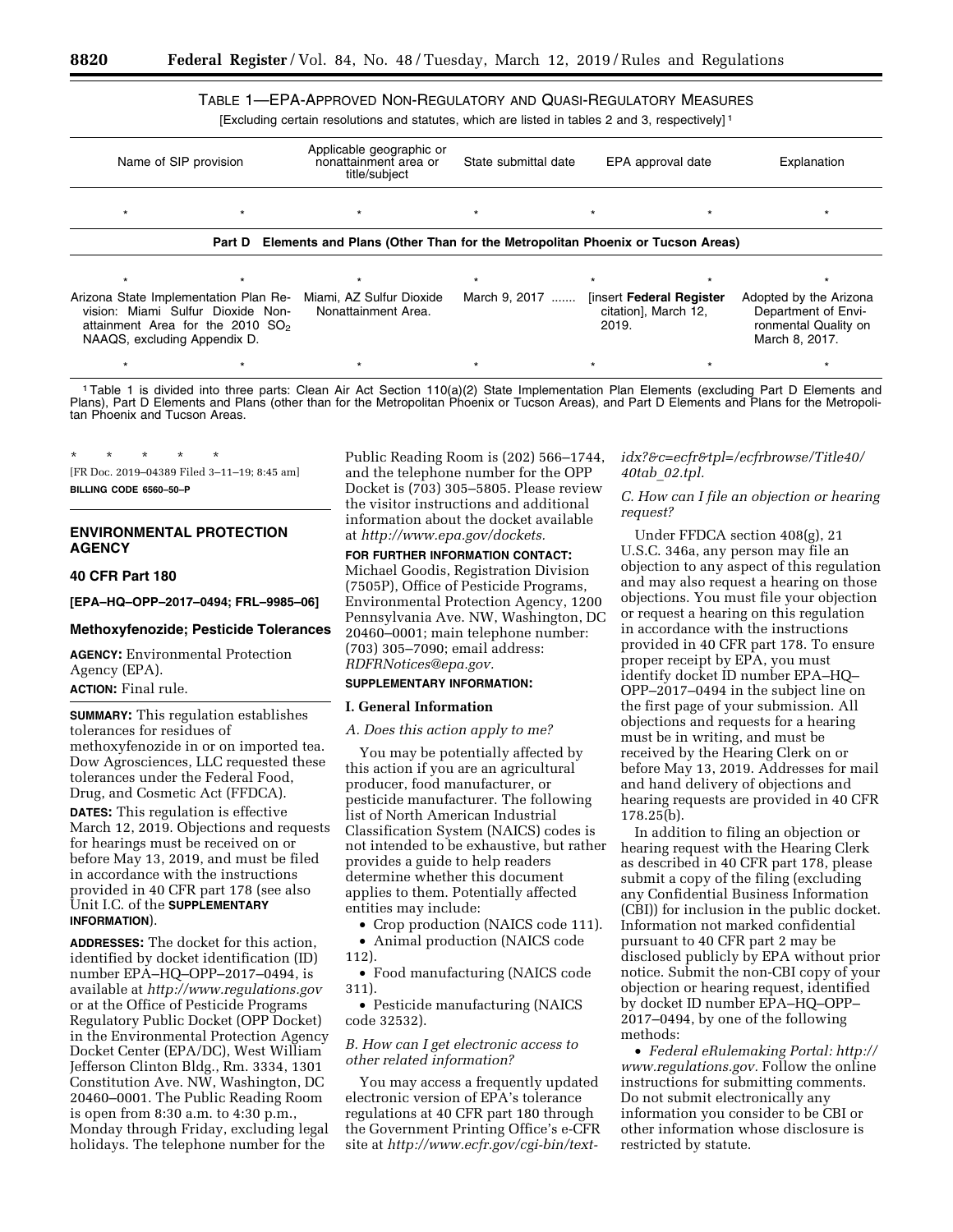TABLE 1—EPA-APPROVED NON-REGULATORY AND QUASI-REGULATORY MEASURES

[Excluding certain resolutions and statutes, which are listed in tables 2 and 3, respectively] [1]

| Name of SIP provision | Applicable geographic or nonattainment area or title/subject | State submittal date | EPA approval date | Explanation |
|---|---|---|---|---|
| * * | * | * | * * | * |
| **Part D Elements and Plans (Other Than for the Metropolitan Phoenix or Tucson Areas)** | | | | |
| * * | * | * | * * | * |
| Arizona State Implementation Plan Revision: Miami Sulfur Dioxide Nonattainment Area for the 2010 $SO_2$ NAAQS, excluding Appendix D. | Miami, AZ Sulfur Dioxide Nonattainment Area. | March 9, 2017 ....... | [insert **Federal Register** citation], March 12, 2019. | Adopted by the Arizona Department of Environmental Quality on March 8, 2017. |
| * * | * | * | * * | * |

[1] Table 1 is divided into three parts: Clean Air Act Section 110(a)(2) State Implementation Plan Elements (excluding Part D Elements and Plans), Part D Elements and Plans (other than for the Metropolitan Phoenix or Tucson Areas), and Part D Elements and Plans for the Metropolitan Phoenix and Tucson Areas.

\* \* \* \* \*

[FR Doc. 2019–04389 Filed 3–11–19; 8:45 am]

**BILLING CODE 6560–50–P**

## ENVIRONMENTAL PROTECTION AGENCY

### 40 CFR Part 180

**[EPA–HQ–OPP–2017–0494; FRL–9985–06]**

### Methoxyfenozide; Pesticide Tolerances

**AGENCY:** Environmental Protection Agency (EPA).

**ACTION:** Final rule.

**SUMMARY:** This regulation establishes tolerances for residues of methoxyfenozide in or on imported tea. Dow Agrosciences, LLC requested these tolerances under the Federal Food, Drug, and Cosmetic Act (FFDCA).

**DATES:** This regulation is effective March 12, 2019. Objections and requests for hearings must be received on or before May 13, 2019, and must be filed in accordance with the instructions provided in 40 CFR part 178 (see also Unit I.C. of the **SUPPLEMENTARY INFORMATION**).

**ADDRESSES:** The docket for this action, identified by docket identification (ID) number EPA–HQ–OPP–2017–0494, is available at *http://www.regulations.gov* or at the Office of Pesticide Programs Regulatory Public Docket (OPP Docket) in the Environmental Protection Agency Docket Center (EPA/DC), West William Jefferson Clinton Bldg., Rm. 3334, 1301 Constitution Ave. NW, Washington, DC 20460–0001. The Public Reading Room is open from 8:30 a.m. to 4:30 p.m., Monday through Friday, excluding legal holidays. The telephone number for the Public Reading Room is (202) 566–1744, and the telephone number for the OPP Docket is (703) 305–5805. Please review the visitor instructions and additional information about the docket available at *http://www.epa.gov/dockets.*

**FOR FURTHER INFORMATION CONTACT:** Michael Goodis, Registration Division (7505P), Office of Pesticide Programs, Environmental Protection Agency, 1200 Pennsylvania Ave. NW, Washington, DC 20460–0001; main telephone number: (703) 305–7090; email address: *RDFRNotices@epa.gov.*

**SUPPLEMENTARY INFORMATION:**

#### I. General Information

*A. Does this action apply to me?*

You may be potentially affected by this action if you are an agricultural producer, food manufacturer, or pesticide manufacturer. The following list of North American Industrial Classification System (NAICS) codes is not intended to be exhaustive, but rather provides a guide to help readers determine whether this document applies to them. Potentially affected entities may include:

- Crop production (NAICS code 111).
- Animal production (NAICS code 112).
- Food manufacturing (NAICS code 311).
- Pesticide manufacturing (NAICS code 32532).

*B. How can I get electronic access to other related information?*

You may access a frequently updated electronic version of EPA's tolerance regulations at 40 CFR part 180 through the Government Printing Office's e-CFR site at *http://www.ecfr.gov/cgi-bin/text-idx?&c=ecfr&tpl=/ecfrbrowse/Title40/40tab_02.tpl.*

*C. How can I file an objection or hearing request?*

Under FFDCA section 408(g), 21 U.S.C. 346a, any person may file an objection to any aspect of this regulation and may also request a hearing on those objections. You must file your objection or request a hearing on this regulation in accordance with the instructions provided in 40 CFR part 178. To ensure proper receipt by EPA, you must identify docket ID number EPA–HQ–OPP–2017–0494 in the subject line on the first page of your submission. All objections and requests for a hearing must be in writing, and must be received by the Hearing Clerk on or before May 13, 2019. Addresses for mail and hand delivery of objections and hearing requests are provided in 40 CFR 178.25(b).

In addition to filing an objection or hearing request with the Hearing Clerk as described in 40 CFR part 178, please submit a copy of the filing (excluding any Confidential Business Information (CBI)) for inclusion in the public docket. Information not marked confidential pursuant to 40 CFR part 2 may be disclosed publicly by EPA without prior notice. Submit the non-CBI copy of your objection or hearing request, identified by docket ID number EPA–HQ–OPP–2017–0494, by one of the following methods:

- *Federal eRulemaking Portal: http://www.regulations.gov.* Follow the online instructions for submitting comments. Do not submit electronically any information you consider to be CBI or other information whose disclosure is restricted by statute.